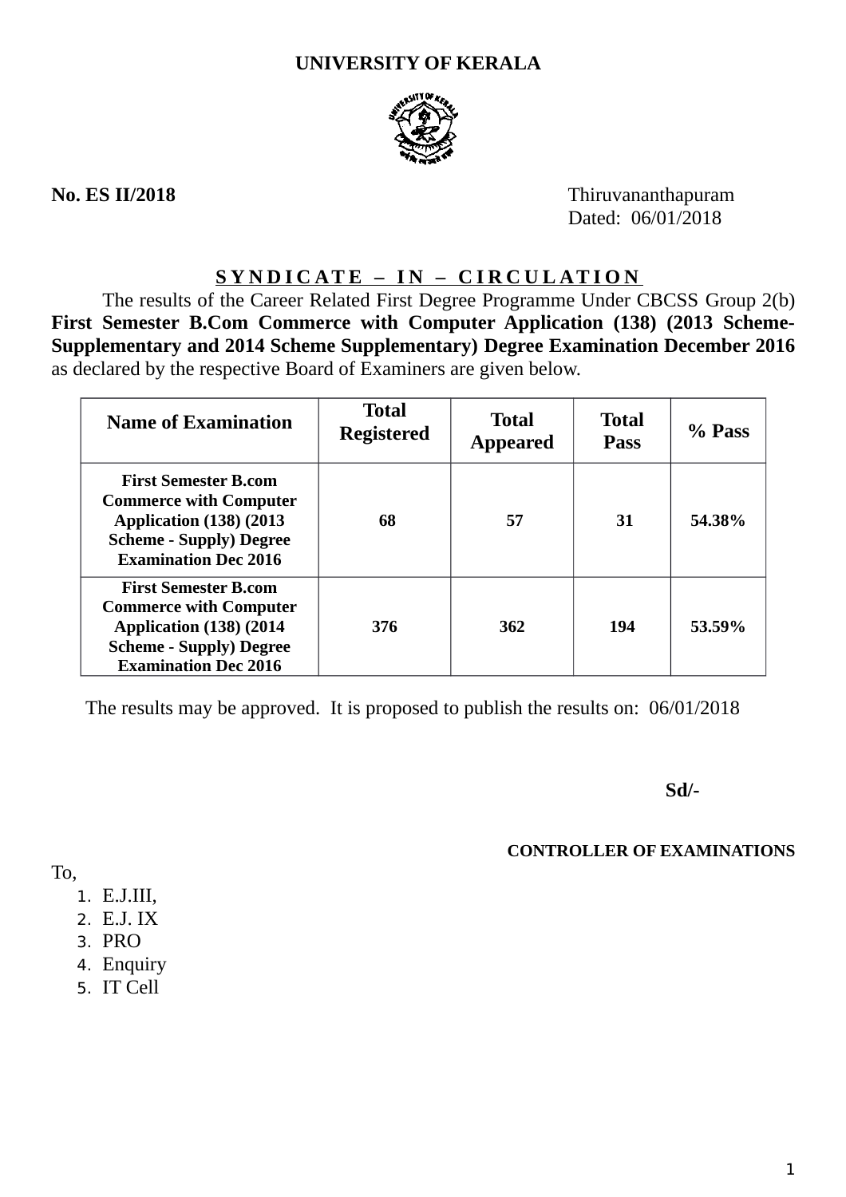# UNIVERSITY OF KERALA

**No. ES II/2018**

Thiruvananthapuram
Dated: 06/01/2018

## S Y N D I C A T E – I N – C I R C U L A T I O N

The results of the Career Related First Degree Programme Under CBCSS Group 2(b) **First Semester B.Com Commerce with Computer Application (138) (2013 Scheme-Supplementary and 2014 Scheme Supplementary) Degree Examination December 2016** as declared by the respective Board of Examiners are given below.

| Name of Examination | Total Registered | Total Appeared | Total Pass | % Pass |
|---|---|---|---|---|
| **First Semester B.com Commerce with Computer Application (138) (2013 Scheme - Supply) Degree Examination Dec 2016** | **68** | **57** | **31** | **54.38%** |
| **First Semester B.com Commerce with Computer Application (138) (2014 Scheme - Supply) Degree Examination Dec 2016** | **376** | **362** | **194** | **53.59%** |

The results may be approved. It is proposed to publish the results on: 06/01/2018

**Sd/-**

**CONTROLLER OF EXAMINATIONS**

To,

1. E.J.III,
2. E.J. IX
3. PRO
4. Enquiry
5. IT Cell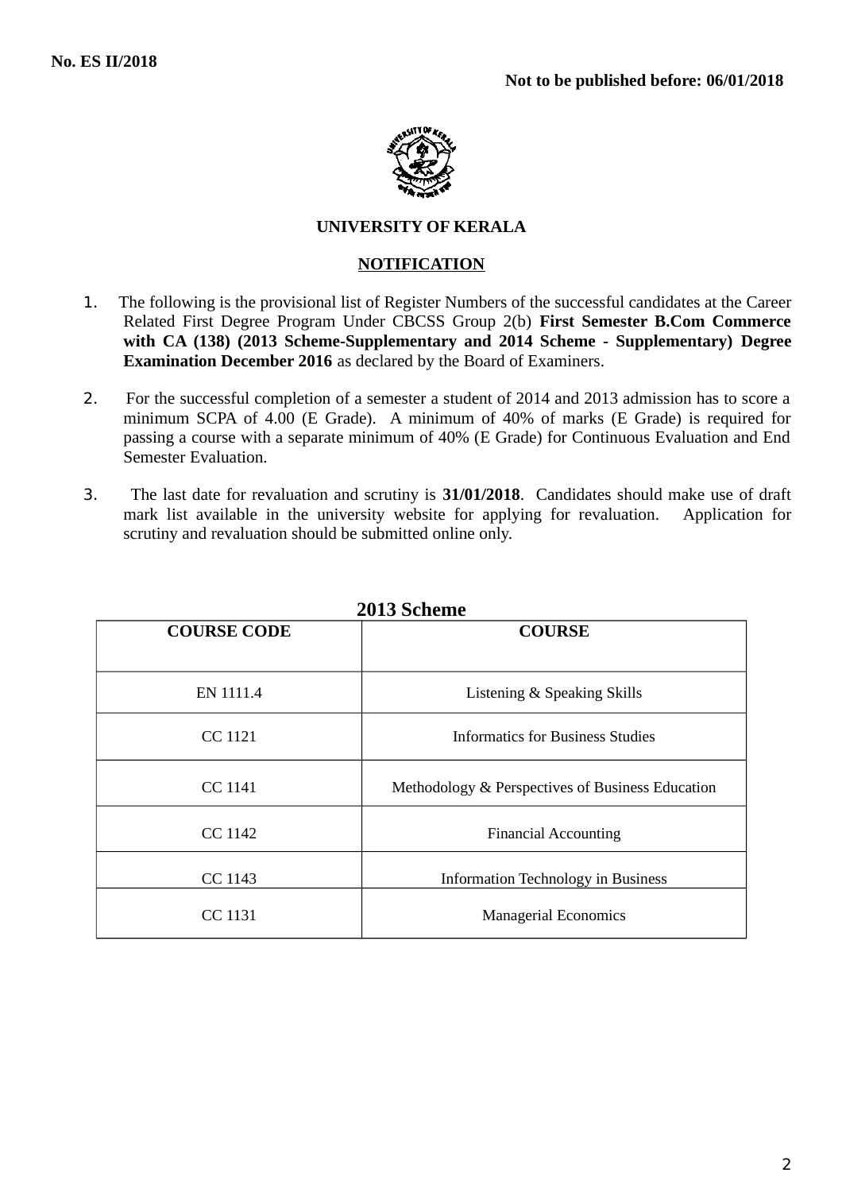No. ES II/2018

**Not to be published before: 06/01/2018**

**UNIVERSITY OF KERALA**

**NOTIFICATION**

1. The following is the provisional list of Register Numbers of the successful candidates at the Career Related First Degree Program Under CBCSS Group 2(b) **First Semester B.Com Commerce with CA (138) (2013 Scheme-Supplementary and 2014 Scheme - Supplementary) Degree Examination December 2016** as declared by the Board of Examiners.

2. For the successful completion of a semester a student of 2014 and 2013 admission has to score a minimum SCPA of 4.00 (E Grade). A minimum of 40% of marks (E Grade) is required for passing a course with a separate minimum of 40% (E Grade) for Continuous Evaluation and End Semester Evaluation.

3. The last date for revaluation and scrutiny is **31/01/2018**. Candidates should make use of draft mark list available in the university website for applying for revaluation. Application for scrutiny and revaluation should be submitted online only.

**2013 Scheme**

| COURSE CODE | COURSE |
|---|---|
| EN 1111.4 | Listening & Speaking Skills |
| CC 1121 | Informatics for Business Studies |
| CC 1141 | Methodology & Perspectives of Business Education |
| CC 1142 | Financial Accounting |
| CC 1143 | Information Technology in Business |
| CC 1131 | Managerial Economics |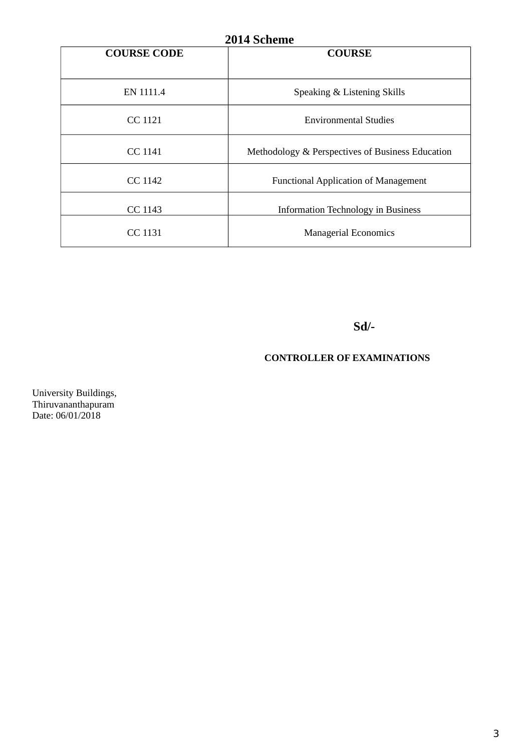## 2014 Scheme

| COURSE CODE | COURSE |
|---|---|
| EN 1111.4 | Speaking & Listening Skills |
| CC 1121 | Environmental Studies |
| CC 1141 | Methodology & Perspectives of Business Education |
| CC 1142 | Functional Application of Management |
| CC 1143 | Information Technology in Business |
| CC 1131 | Managerial Economics |

**Sd/-**

**CONTROLLER OF EXAMINATIONS**

University Buildings,
Thiruvananthapuram
Date: 06/01/2018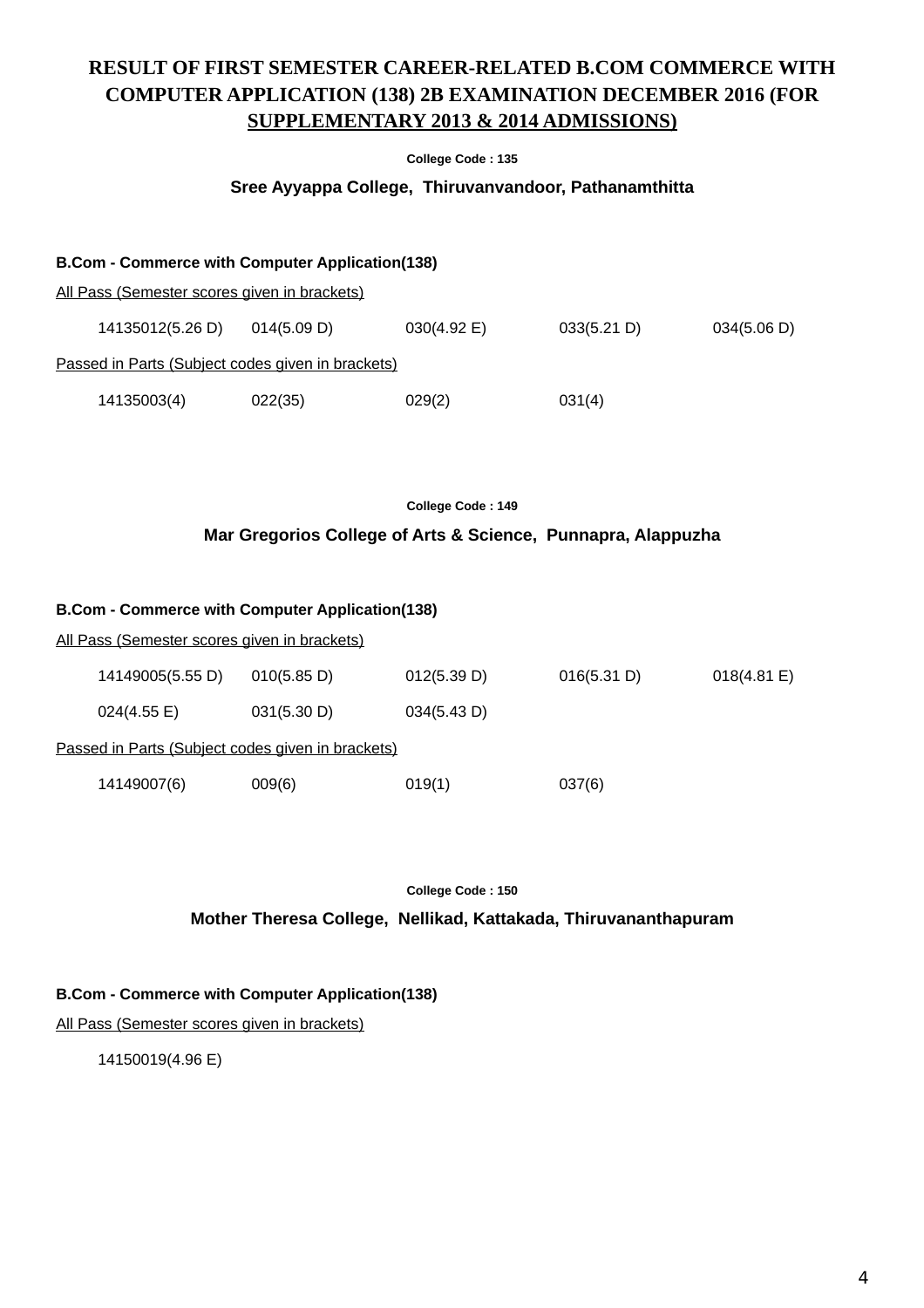# RESULT OF FIRST SEMESTER CAREER-RELATED B.COM COMMERCE WITH COMPUTER APPLICATION (138) 2B EXAMINATION DECEMBER 2016 (FOR SUPPLEMENTARY 2013 & 2014 ADMISSIONS)

**College Code : 135**

**Sree Ayyappa College, Thiruvanvandoor, Pathanamthitta**

**B.Com - Commerce with Computer Application(138)**

All Pass (Semester scores given in brackets)

| | | | | |
|---|---|---|---|---|
| 14135012(5.26 D) | 014(5.09 D) | 030(4.92 E) | 033(5.21 D) | 034(5.06 D) |

Passed in Parts (Subject codes given in brackets)

| | | | |
|---|---|---|---|
| 14135003(4) | 022(35) | 029(2) | 031(4) |

**College Code : 149**

**Mar Gregorios College of Arts & Science, Punnapra, Alappuzha**

**B.Com - Commerce with Computer Application(138)**

All Pass (Semester scores given in brackets)

| | | | | |
|---|---|---|---|---|
| 14149005(5.55 D) | 010(5.85 D) | 012(5.39 D) | 016(5.31 D) | 018(4.81 E) |
| 024(4.55 E) | 031(5.30 D) | 034(5.43 D) | | |

Passed in Parts (Subject codes given in brackets)

| | | | |
|---|---|---|---|
| 14149007(6) | 009(6) | 019(1) | 037(6) |

**College Code : 150**

**Mother Theresa College, Nellikad, Kattakada, Thiruvananthapuram**

**B.Com - Commerce with Computer Application(138)**

All Pass (Semester scores given in brackets)

14150019(4.96 E)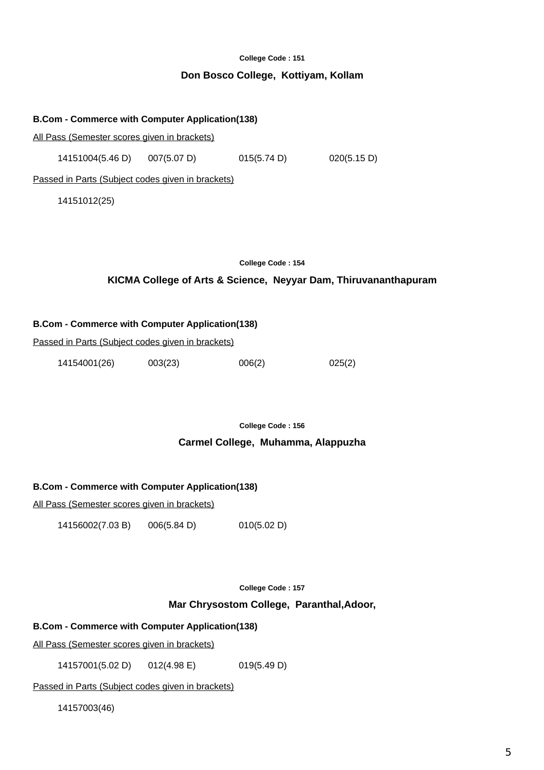College Code : 151

## Don Bosco College, Kottiyam, Kollam

**B.Com - Commerce with Computer Application(138)**

All Pass (Semester scores given in brackets)

14151004(5.46 D) 007(5.07 D) 015(5.74 D) 020(5.15 D)

Passed in Parts (Subject codes given in brackets)

14151012(25)

College Code : 154

## KICMA College of Arts & Science, Neyyar Dam, Thiruvananthapuram

**B.Com - Commerce with Computer Application(138)**

Passed in Parts (Subject codes given in brackets)

14154001(26) 003(23) 006(2) 025(2)

College Code : 156

## Carmel College, Muhamma, Alappuzha

**B.Com - Commerce with Computer Application(138)**

All Pass (Semester scores given in brackets)

14156002(7.03 B) 006(5.84 D) 010(5.02 D)

College Code : 157

## Mar Chrysostom College, Paranthal,Adoor,

**B.Com - Commerce with Computer Application(138)**

All Pass (Semester scores given in brackets)

14157001(5.02 D) 012(4.98 E) 019(5.49 D)

Passed in Parts (Subject codes given in brackets)

14157003(46)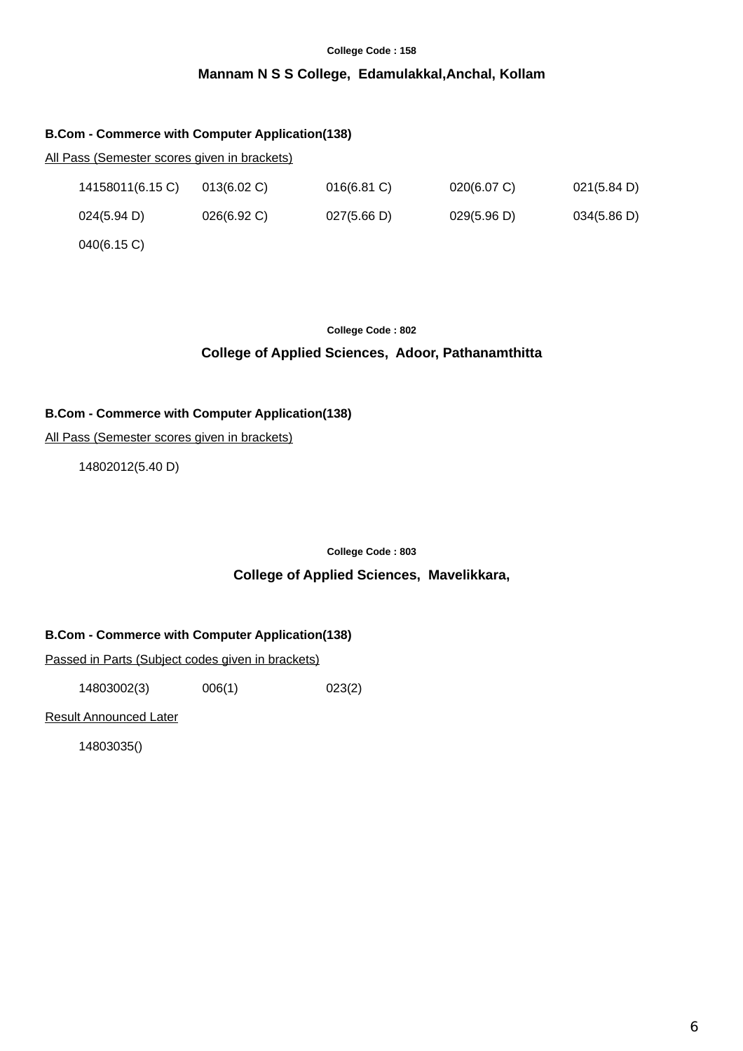**College Code : 158**

## Mannam N S S College, Edamulakkal,Anchal, Kollam

**B.Com - Commerce with Computer Application(138)**

All Pass (Semester scores given in brackets)

| | | | | |
|---|---|---|---|---|
| 14158011(6.15 C) | 013(6.02 C) | 016(6.81 C) | 020(6.07 C) | 021(5.84 D) |
| 024(5.94 D) | 026(6.92 C) | 027(5.66 D) | 029(5.96 D) | 034(5.86 D) |
| 040(6.15 C) | | | | |

**College Code : 802**

## College of Applied Sciences, Adoor, Pathanamthitta

**B.Com - Commerce with Computer Application(138)**

All Pass (Semester scores given in brackets)

14802012(5.40 D)

**College Code : 803**

## College of Applied Sciences, Mavelikkara,

**B.Com - Commerce with Computer Application(138)**

Passed in Parts (Subject codes given in brackets)

| | | |
|---|---|---|
| 14803002(3) | 006(1) | 023(2) |

Result Announced Later

14803035()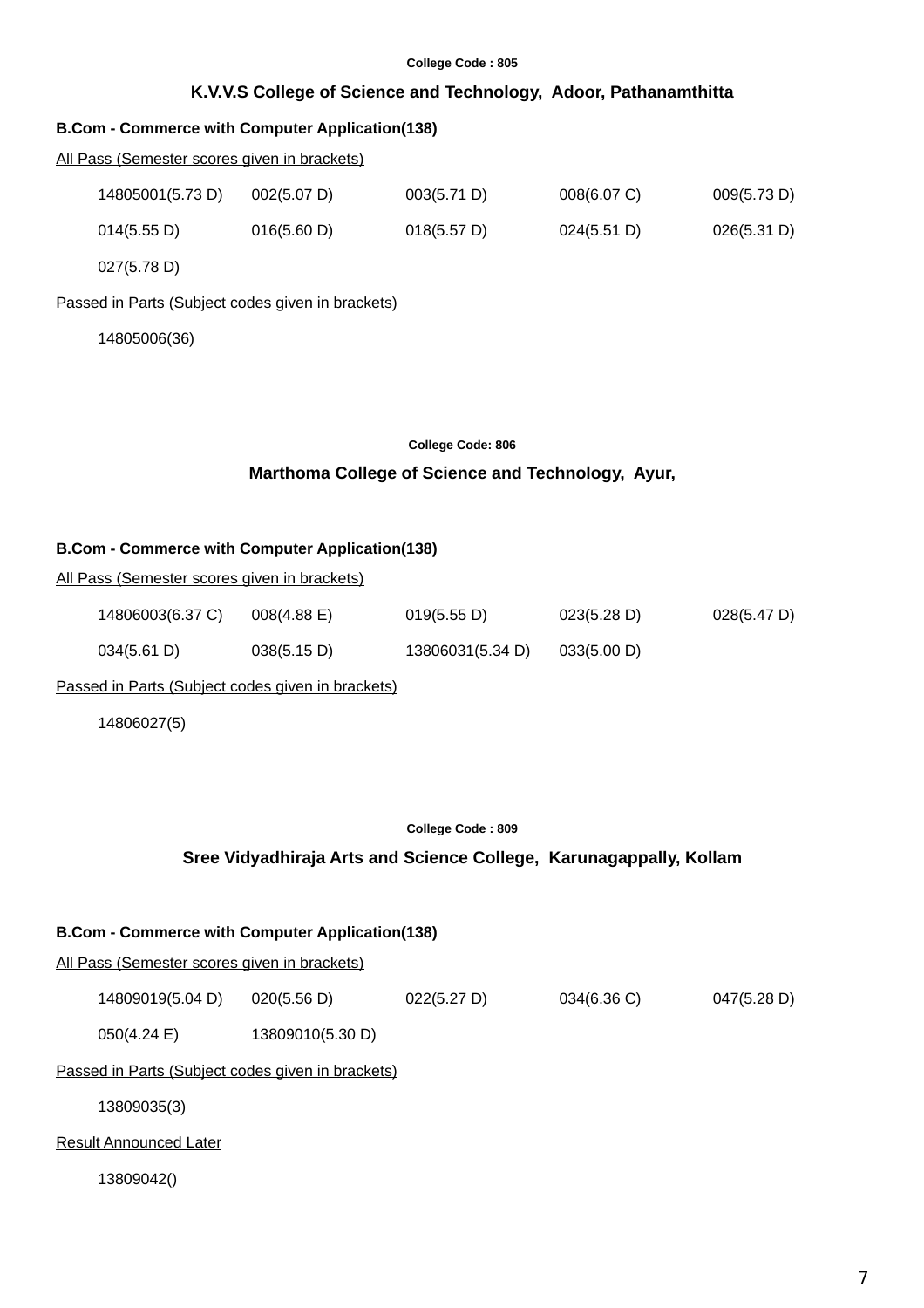College Code : 805

## K.V.V.S College of Science and Technology, Adoor, Pathanamthitta

**B.Com - Commerce with Computer Application(138)**

All Pass (Semester scores given in brackets)

| | | | | |
|---|---|---|---|---|
| 14805001(5.73 D) | 002(5.07 D) | 003(5.71 D) | 008(6.07 C) | 009(5.73 D) |
| 014(5.55 D) | 016(5.60 D) | 018(5.57 D) | 024(5.51 D) | 026(5.31 D) |
| 027(5.78 D) | | | | |

Passed in Parts (Subject codes given in brackets)

14805006(36)

College Code: 806

## Marthoma College of Science and Technology, Ayur,

**B.Com - Commerce with Computer Application(138)**

All Pass (Semester scores given in brackets)

| | | | | |
|---|---|---|---|---|
| 14806003(6.37 C) | 008(4.88 E) | 019(5.55 D) | 023(5.28 D) | 028(5.47 D) |
| 034(5.61 D) | 038(5.15 D) | 13806031(5.34 D) | 033(5.00 D) | |

Passed in Parts (Subject codes given in brackets)

14806027(5)

College Code : 809

## Sree Vidyadhiraja Arts and Science College, Karunagappally, Kollam

**B.Com - Commerce with Computer Application(138)**

All Pass (Semester scores given in brackets)

| | | | | |
|---|---|---|---|---|
| 14809019(5.04 D) | 020(5.56 D) | 022(5.27 D) | 034(6.36 C) | 047(5.28 D) |
| 050(4.24 E) | 13809010(5.30 D) | | | |

Passed in Parts (Subject codes given in brackets)

13809035(3)

Result Announced Later

13809042()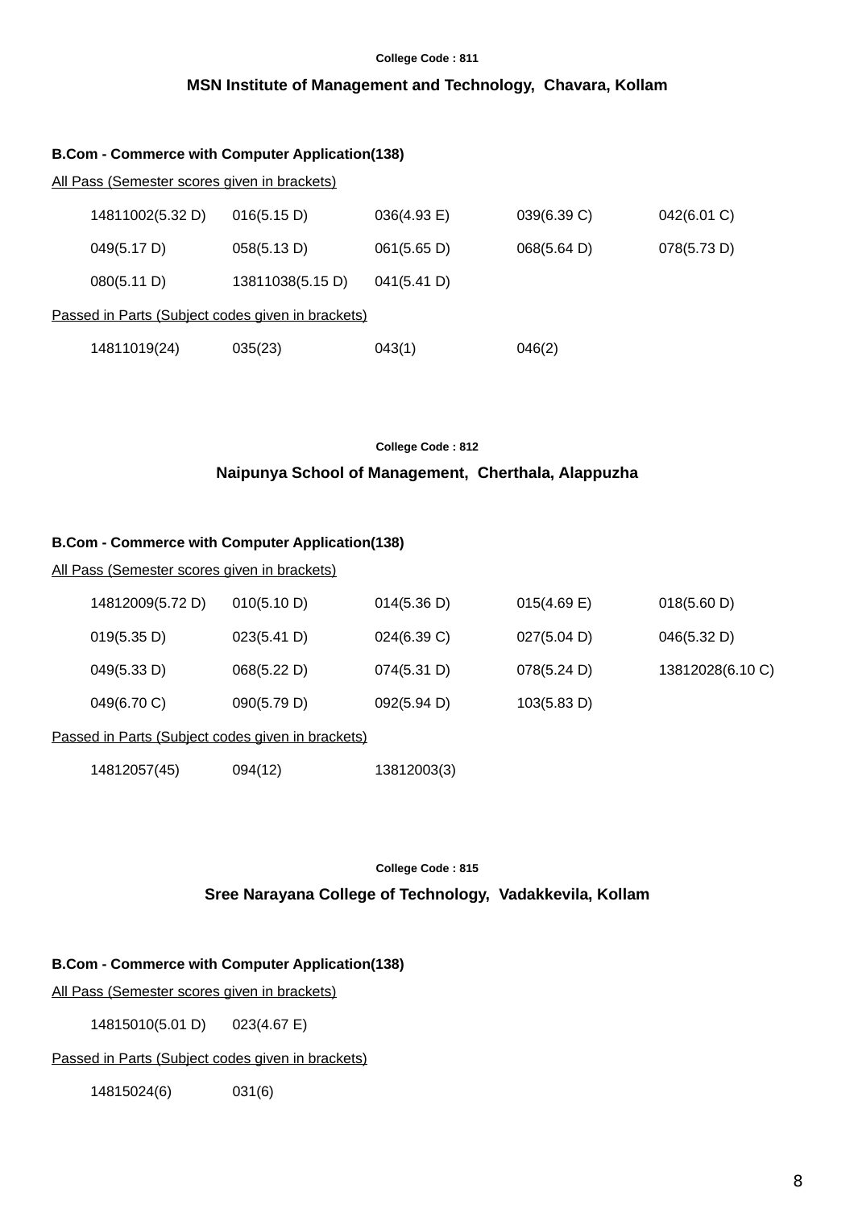College Code : 811

## MSN Institute of Management and Technology, Chavara, Kollam

**B.Com - Commerce with Computer Application(138)**

All Pass (Semester scores given in brackets)

| | | | | |
|---|---|---|---|---|
| 14811002(5.32 D) | 016(5.15 D) | 036(4.93 E) | 039(6.39 C) | 042(6.01 C) |
| 049(5.17 D) | 058(5.13 D) | 061(5.65 D) | 068(5.64 D) | 078(5.73 D) |
| 080(5.11 D) | 13811038(5.15 D) | 041(5.41 D) | | |

Passed in Parts (Subject codes given in brackets)

| | | | |
|---|---|---|---|
| 14811019(24) | 035(23) | 043(1) | 046(2) |

College Code : 812

## Naipunya School of Management, Cherthala, Alappuzha

**B.Com - Commerce with Computer Application(138)**

All Pass (Semester scores given in brackets)

| | | | | |
|---|---|---|---|---|
| 14812009(5.72 D) | 010(5.10 D) | 014(5.36 D) | 015(4.69 E) | 018(5.60 D) |
| 019(5.35 D) | 023(5.41 D) | 024(6.39 C) | 027(5.04 D) | 046(5.32 D) |
| 049(5.33 D) | 068(5.22 D) | 074(5.31 D) | 078(5.24 D) | 13812028(6.10 C) |
| 049(6.70 C) | 090(5.79 D) | 092(5.94 D) | 103(5.83 D) | |

Passed in Parts (Subject codes given in brackets)

| | | |
|---|---|---|
| 14812057(45) | 094(12) | 13812003(3) |

College Code : 815

## Sree Narayana College of Technology, Vadakkevila, Kollam

**B.Com - Commerce with Computer Application(138)**

All Pass (Semester scores given in brackets)

| | |
|---|---|
| 14815010(5.01 D) | 023(4.67 E) |

Passed in Parts (Subject codes given in brackets)

| | |
|---|---|
| 14815024(6) | 031(6) |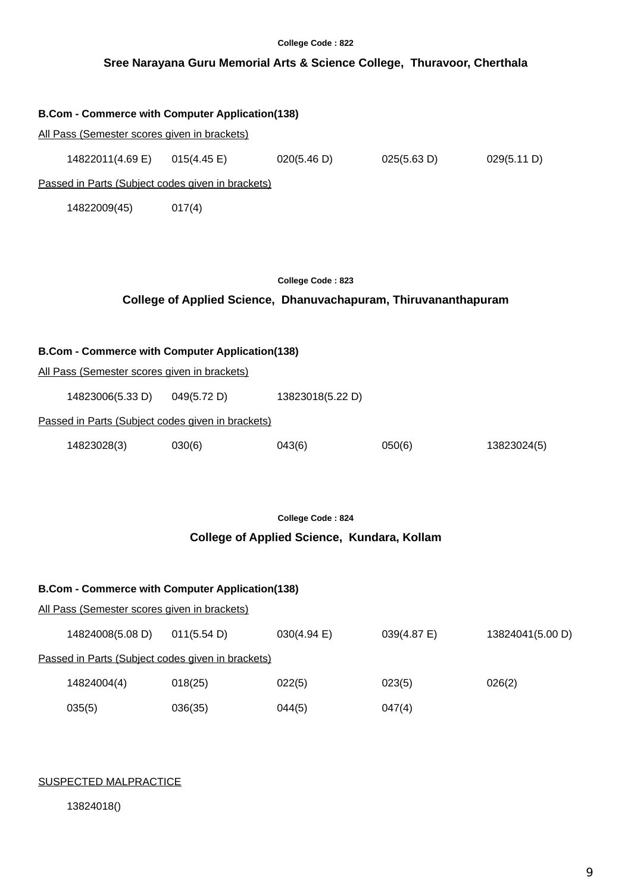College Code : 822

## Sree Narayana Guru Memorial Arts & Science College, Thuravoor, Cherthala

**B.Com - Commerce with Computer Application(138)**

All Pass (Semester scores given in brackets)

| | | | | |
|---|---|---|---|---|
| 14822011(4.69 E) | 015(4.45 E) | 020(5.46 D) | 025(5.63 D) | 029(5.11 D) |

Passed in Parts (Subject codes given in brackets)

| | |
|---|---|
| 14822009(45) | 017(4) |

College Code : 823

## College of Applied Science, Dhanuvachapuram, Thiruvananthapuram

**B.Com - Commerce with Computer Application(138)**

All Pass (Semester scores given in brackets)

| | | |
|---|---|---|
| 14823006(5.33 D) | 049(5.72 D) | 13823018(5.22 D) |

Passed in Parts (Subject codes given in brackets)

| | | | | |
|---|---|---|---|---|
| 14823028(3) | 030(6) | 043(6) | 050(6) | 13823024(5) |

College Code : 824

## College of Applied Science, Kundara, Kollam

**B.Com - Commerce with Computer Application(138)**

All Pass (Semester scores given in brackets)

| | | | | |
|---|---|---|---|---|
| 14824008(5.08 D) | 011(5.54 D) | 030(4.94 E) | 039(4.87 E) | 13824041(5.00 D) |

Passed in Parts (Subject codes given in brackets)

| | | | | |
|---|---|---|---|---|
| 14824004(4) | 018(25) | 022(5) | 023(5) | 026(2) |
| 035(5) | 036(35) | 044(5) | 047(4) | |

SUSPECTED MALPRACTICE

13824018()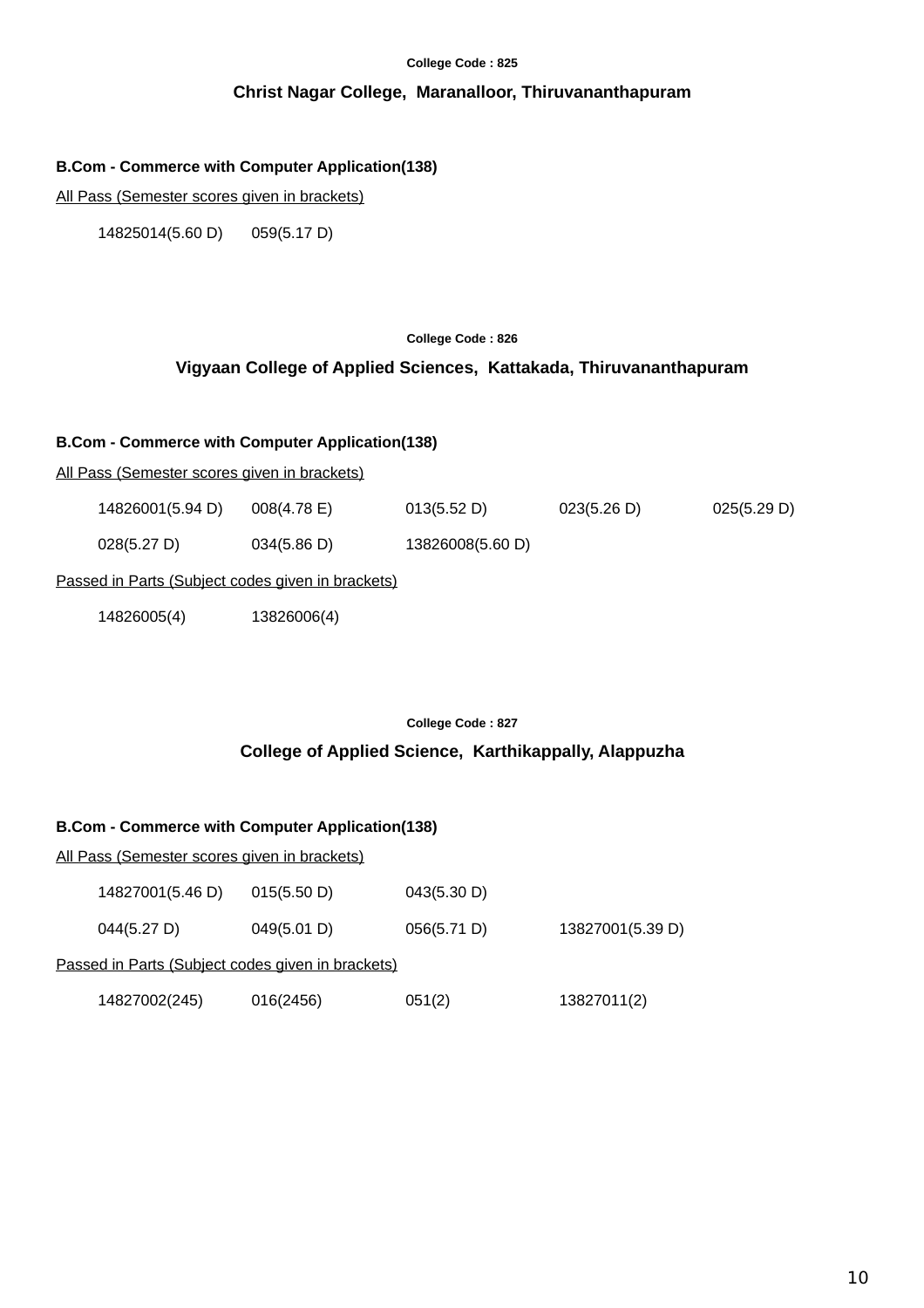College Code : 825

## Christ Nagar College, Maranalloor, Thiruvananthapuram

### B.Com - Commerce with Computer Application(138)

All Pass (Semester scores given in brackets)

| | |
|---|---|
| 14825014(5.60 D) | 059(5.17 D) |

College Code : 826

## Vigyaan College of Applied Sciences, Kattakada, Thiruvananthapuram

### B.Com - Commerce with Computer Application(138)

All Pass (Semester scores given in brackets)

| | | | | |
|---|---|---|---|---|
| 14826001(5.94 D) | 008(4.78 E) | 013(5.52 D) | 023(5.26 D) | 025(5.29 D) |
| 028(5.27 D) | 034(5.86 D) | 13826008(5.60 D) | | |

Passed in Parts (Subject codes given in brackets)

| | |
|---|---|
| 14826005(4) | 13826006(4) |

College Code : 827

## College of Applied Science, Karthikappally, Alappuzha

### B.Com - Commerce with Computer Application(138)

All Pass (Semester scores given in brackets)

| | | | |
|---|---|---|---|
| 14827001(5.46 D) | 015(5.50 D) | 043(5.30 D) | |
| 044(5.27 D) | 049(5.01 D) | 056(5.71 D) | 13827001(5.39 D) |

Passed in Parts (Subject codes given in brackets)

| | | | |
|---|---|---|---|
| 14827002(245) | 016(2456) | 051(2) | 13827011(2) |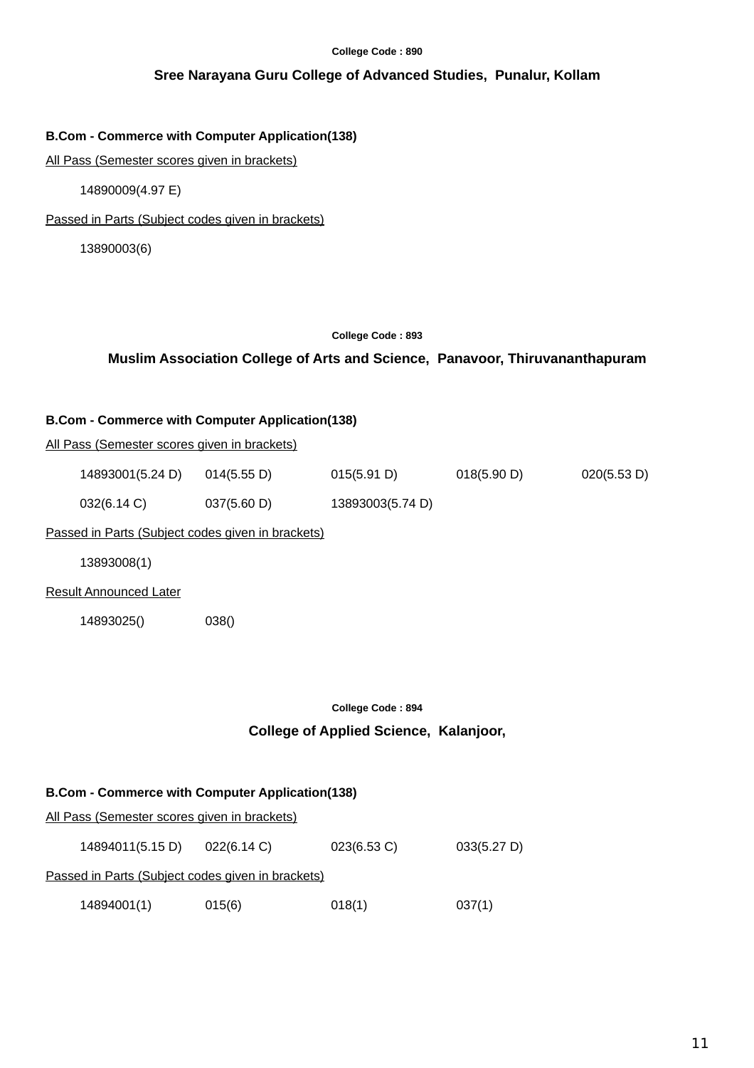College Code : 890

## Sree Narayana Guru College of Advanced Studies, Punalur, Kollam

### B.Com - Commerce with Computer Application(138)

All Pass (Semester scores given in brackets)

14890009(4.97 E)

Passed in Parts (Subject codes given in brackets)

13890003(6)

College Code : 893

## Muslim Association College of Arts and Science, Panavoor, Thiruvananthapuram

### B.Com - Commerce with Computer Application(138)

All Pass (Semester scores given in brackets)

| | | | | |
|---|---|---|---|---|
| 14893001(5.24 D) | 014(5.55 D) | 015(5.91 D) | 018(5.90 D) | 020(5.53 D) |
| 032(6.14 C) | 037(5.60 D) | 13893003(5.74 D) | | |

Passed in Parts (Subject codes given in brackets)

13893008(1)

Result Announced Later

| | |
|---|---|
| 14893025() | 038() |

College Code : 894

## College of Applied Science, Kalanjoor,

### B.Com - Commerce with Computer Application(138)

All Pass (Semester scores given in brackets)

| | | | |
|---|---|---|---|
| 14894011(5.15 D) | 022(6.14 C) | 023(6.53 C) | 033(5.27 D) |

Passed in Parts (Subject codes given in brackets)

| | | | |
|---|---|---|---|
| 14894001(1) | 015(6) | 018(1) | 037(1) |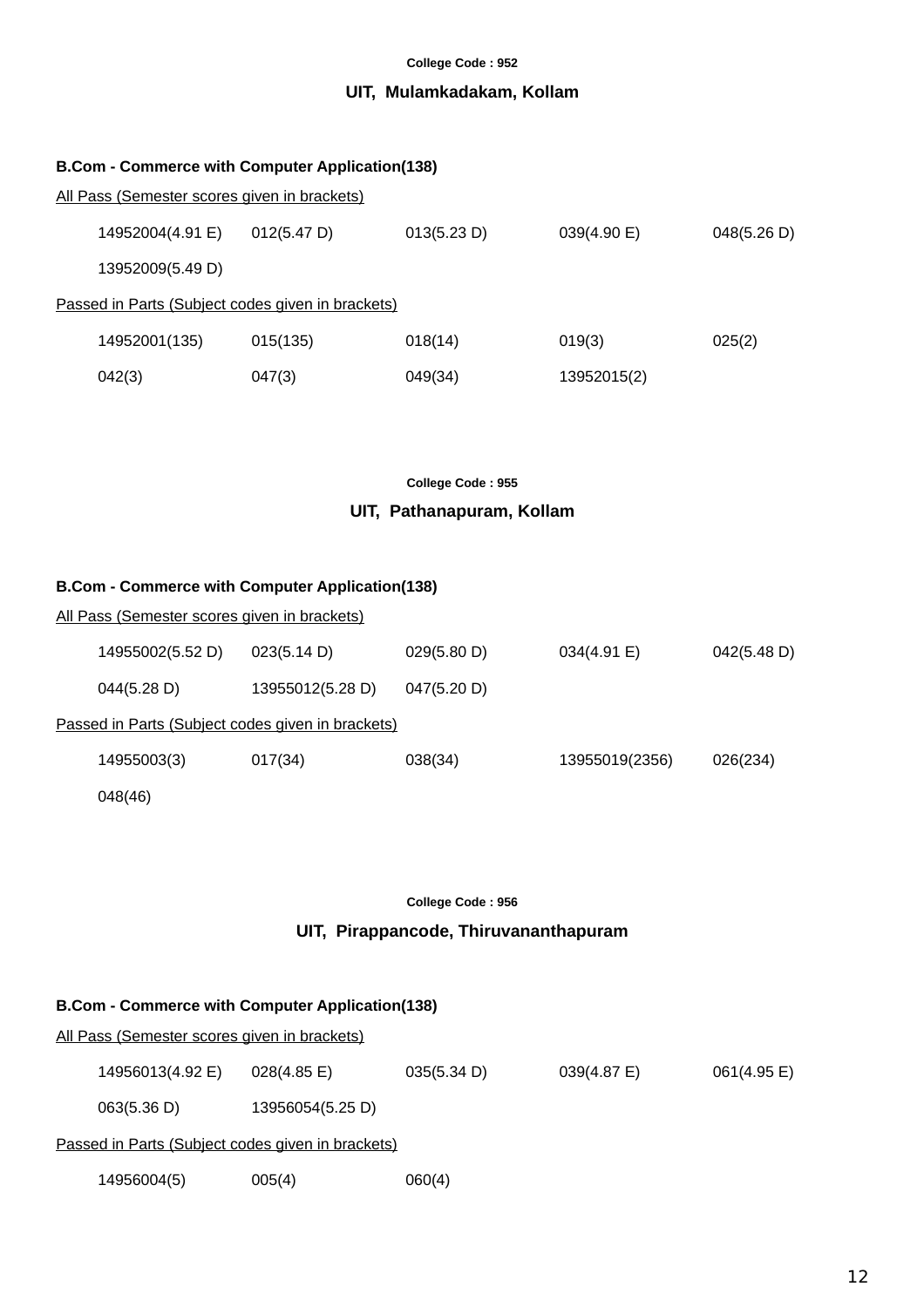College Code : 952

## UIT, Mulamkadakam, Kollam

**B.Com - Commerce with Computer Application(138)**

<u>All Pass (Semester scores given in brackets)</u>

| | | | | |
|---|---|---|---|---|
| 14952004(4.91 E) | 012(5.47 D) | 013(5.23 D) | 039(4.90 E) | 048(5.26 D) |
| 13952009(5.49 D) | | | | |

<u>Passed in Parts (Subject codes given in brackets)</u>

| | | | | |
|---|---|---|---|---|
| 14952001(135) | 015(135) | 018(14) | 019(3) | 025(2) |
| 042(3) | 047(3) | 049(34) | 13952015(2) | |

College Code : 955

## UIT, Pathanapuram, Kollam

**B.Com - Commerce with Computer Application(138)**

<u>All Pass (Semester scores given in brackets)</u>

| | | | | |
|---|---|---|---|---|
| 14955002(5.52 D) | 023(5.14 D) | 029(5.80 D) | 034(4.91 E) | 042(5.48 D) |
| 044(5.28 D) | 13955012(5.28 D) | 047(5.20 D) | | |

<u>Passed in Parts (Subject codes given in brackets)</u>

| | | | | |
|---|---|---|---|---|
| 14955003(3) | 017(34) | 038(34) | 13955019(2356) | 026(234) |
| 048(46) | | | | |

College Code : 956

## UIT, Pirappancode, Thiruvananthapuram

**B.Com - Commerce with Computer Application(138)**

<u>All Pass (Semester scores given in brackets)</u>

| | | | | |
|---|---|---|---|---|
| 14956013(4.92 E) | 028(4.85 E) | 035(5.34 D) | 039(4.87 E) | 061(4.95 E) |
| 063(5.36 D) | 13956054(5.25 D) | | | |

<u>Passed in Parts (Subject codes given in brackets)</u>

| | | |
|---|---|---|
| 14956004(5) | 005(4) | 060(4) |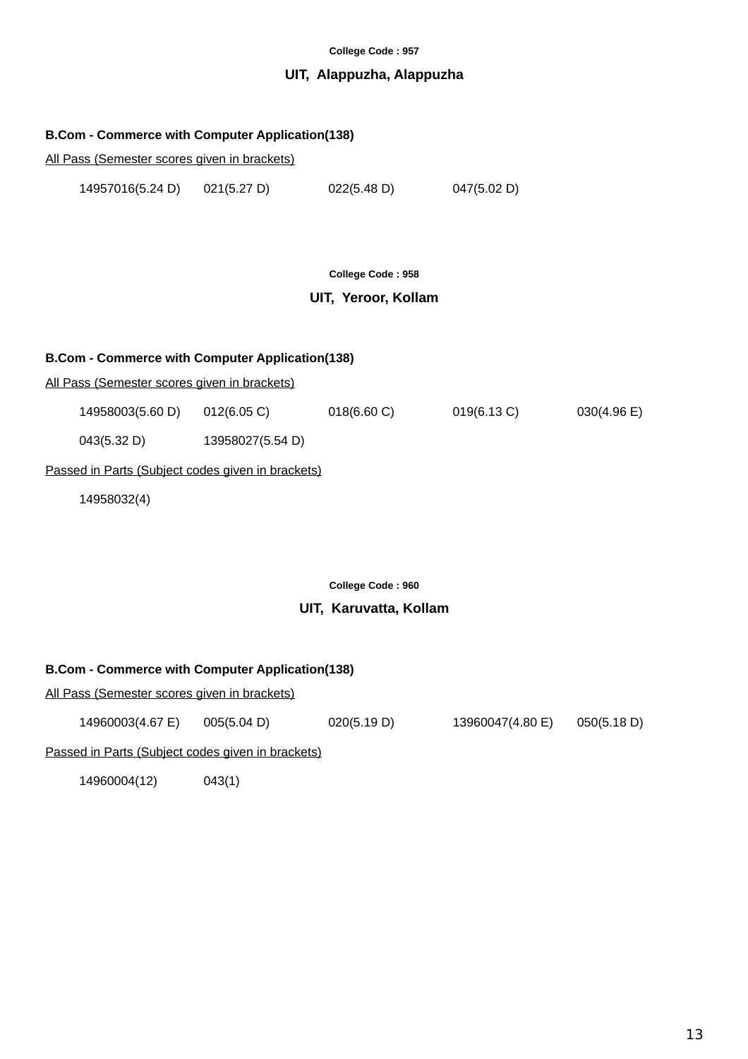College Code : 957

## UIT, Alappuzha, Alappuzha

**B.Com - Commerce with Computer Application(138)**

All Pass (Semester scores given in brackets)

14957016(5.24 D) 021(5.27 D) 022(5.48 D) 047(5.02 D)

College Code : 958

## UIT, Yeroor, Kollam

**B.Com - Commerce with Computer Application(138)**

All Pass (Semester scores given in brackets)

14958003(5.60 D) 012(6.05 C) 018(6.60 C) 019(6.13 C) 030(4.96 E)

043(5.32 D) 13958027(5.54 D)

Passed in Parts (Subject codes given in brackets)

14958032(4)

College Code : 960

## UIT, Karuvatta, Kollam

**B.Com - Commerce with Computer Application(138)**

All Pass (Semester scores given in brackets)

14960003(4.67 E) 005(5.04 D) 020(5.19 D) 13960047(4.80 E) 050(5.18 D)

Passed in Parts (Subject codes given in brackets)

14960004(12) 043(1)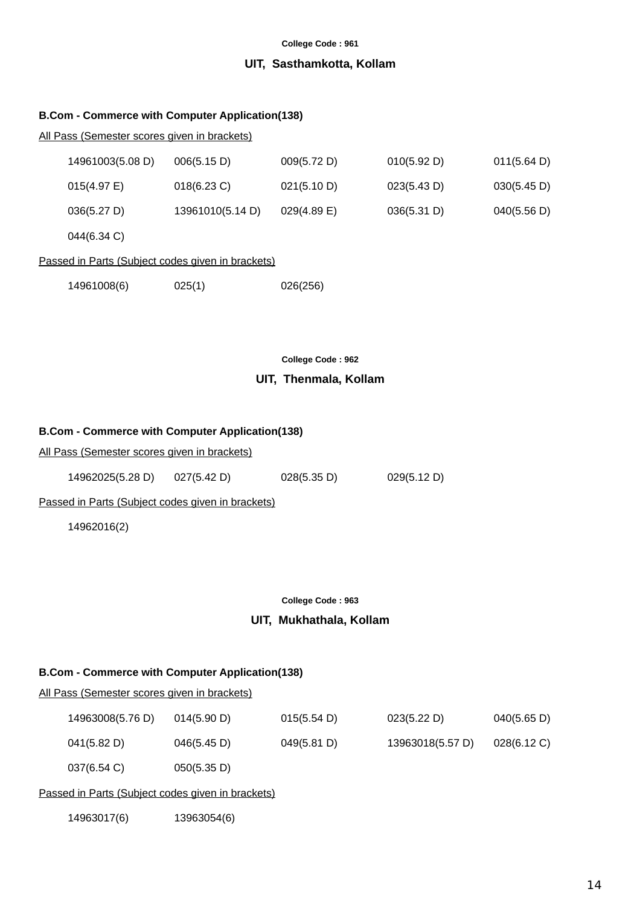College Code : 961

## UIT, Sasthamkotta, Kollam

**B.Com - Commerce with Computer Application(138)**

All Pass (Semester scores given in brackets)

| | | | | |
|---|---|---|---|---|
| 14961003(5.08 D) | 006(5.15 D) | 009(5.72 D) | 010(5.92 D) | 011(5.64 D) |
| 015(4.97 E) | 018(6.23 C) | 021(5.10 D) | 023(5.43 D) | 030(5.45 D) |
| 036(5.27 D) | 13961010(5.14 D) | 029(4.89 E) | 036(5.31 D) | 040(5.56 D) |
| 044(6.34 C) | | | | |

Passed in Parts (Subject codes given in brackets)

| | | |
|---|---|---|
| 14961008(6) | 025(1) | 026(256) |

College Code : 962

## UIT, Thenmala, Kollam

**B.Com - Commerce with Computer Application(138)**

All Pass (Semester scores given in brackets)

| | | | |
|---|---|---|---|
| 14962025(5.28 D) | 027(5.42 D) | 028(5.35 D) | 029(5.12 D) |

Passed in Parts (Subject codes given in brackets)

14962016(2)

College Code : 963

## UIT, Mukhathala, Kollam

**B.Com - Commerce with Computer Application(138)**

All Pass (Semester scores given in brackets)

| | | | | |
|---|---|---|---|---|
| 14963008(5.76 D) | 014(5.90 D) | 015(5.54 D) | 023(5.22 D) | 040(5.65 D) |
| 041(5.82 D) | 046(5.45 D) | 049(5.81 D) | 13963018(5.57 D) | 028(6.12 C) |
| 037(6.54 C) | 050(5.35 D) | | | |

Passed in Parts (Subject codes given in brackets)

| | |
|---|---|
| 14963017(6) | 13963054(6) |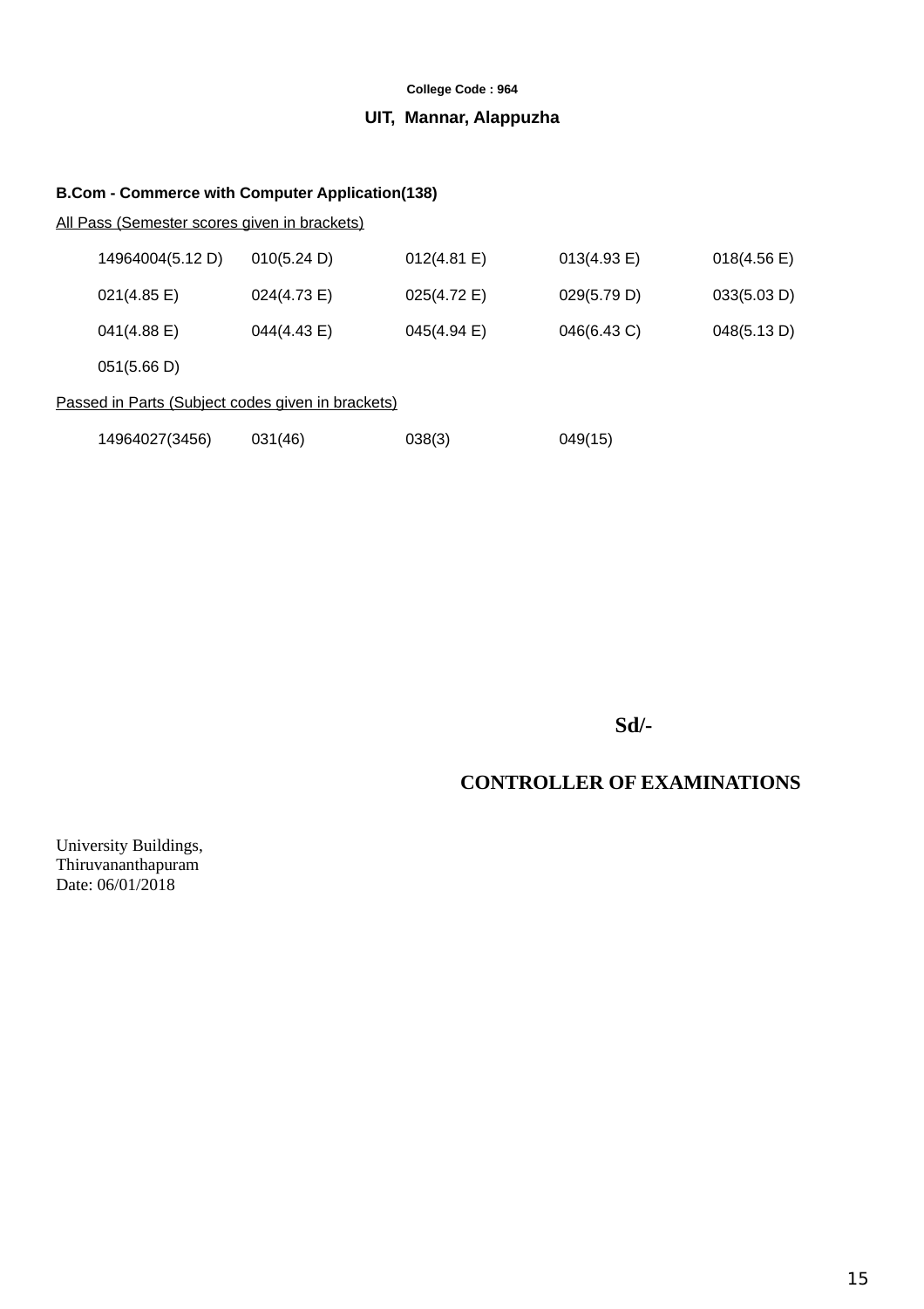College Code : 964

**UIT, Mannar, Alappuzha**

**B.Com - Commerce with Computer Application(138)**

All Pass (Semester scores given in brackets)

| | | | | |
|---|---|---|---|---|
| 14964004(5.12 D) | 010(5.24 D) | 012(4.81 E) | 013(4.93 E) | 018(4.56 E) |
| 021(4.85 E) | 024(4.73 E) | 025(4.72 E) | 029(5.79 D) | 033(5.03 D) |
| 041(4.88 E) | 044(4.43 E) | 045(4.94 E) | 046(6.43 C) | 048(5.13 D) |
| 051(5.66 D) | | | | |

Passed in Parts (Subject codes given in brackets)

| | | | |
|---|---|---|---|
| 14964027(3456) | 031(46) | 038(3) | 049(15) |

**Sd/-**

**CONTROLLER OF EXAMINATIONS**

University Buildings,
Thiruvananthapuram
Date: 06/01/2018